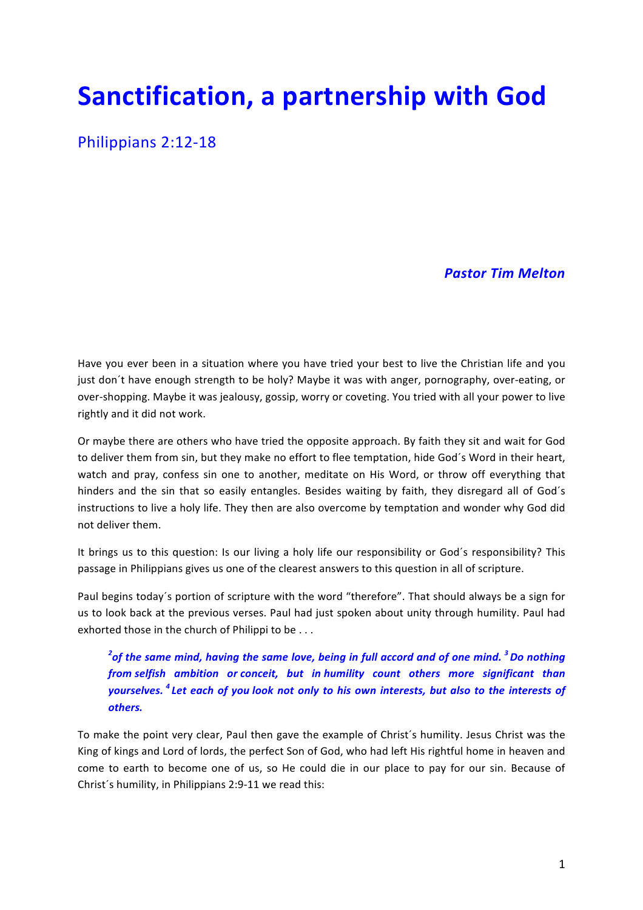# Sanctification, a partnership with God

## Philippians 2:12-18

***Pastor Tim Melton***

Have you ever been in a situation where you have tried your best to live the Christian life and you just don´t have enough strength to be holy? Maybe it was with anger, pornography, over-eating, or over-shopping. Maybe it was jealousy, gossip, worry or coveting. You tried with all your power to live rightly and it did not work.

Or maybe there are others who have tried the opposite approach. By faith they sit and wait for God to deliver them from sin, but they make no effort to flee temptation, hide God´s Word in their heart, watch and pray, confess sin one to another, meditate on His Word, or throw off everything that hinders and the sin that so easily entangles. Besides waiting by faith, they disregard all of God´s instructions to live a holy life. They then are also overcome by temptation and wonder why God did not deliver them.

It brings us to this question: Is our living a holy life our responsibility or God´s responsibility? This passage in Philippians gives us one of the clearest answers to this question in all of scripture.

Paul begins today´s portion of scripture with the word "therefore". That should always be a sign for us to look back at the previous verses. Paul had just spoken about unity through humility. Paul had exhorted those in the church of Philippi to be . . .

> ***[2]of the same mind, having the same love, being in full accord and of one mind. [3] Do nothing from selfish ambition or conceit, but in humility count others more significant than yourselves. [4] Let each of you look not only to his own interests, but also to the interests of others.***

To make the point very clear, Paul then gave the example of Christ´s humility. Jesus Christ was the King of kings and Lord of lords, the perfect Son of God, who had left His rightful home in heaven and come to earth to become one of us, so He could die in our place to pay for our sin. Because of Christ´s humility, in Philippians 2:9-11 we read this: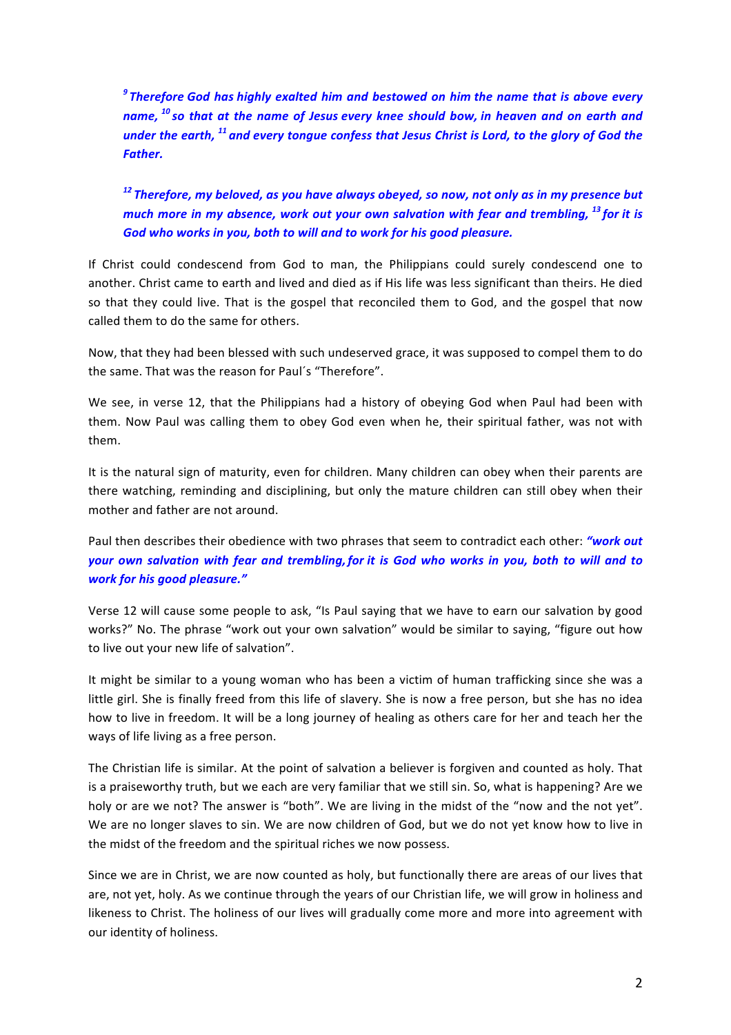> ***[9] Therefore God has highly exalted him and bestowed on him the name that is above every name, [10] so that at the name of Jesus every knee should bow, in heaven and on earth and under the earth, [11] and every tongue confess that Jesus Christ is Lord, to the glory of God the Father.***
>
> ***[12] Therefore, my beloved, as you have always obeyed, so now, not only as in my presence but much more in my absence, work out your own salvation with fear and trembling, [13] for it is God who works in you, both to will and to work for his good pleasure.***

If Christ could condescend from God to man, the Philippians could surely condescend one to another. Christ came to earth and lived and died as if His life was less significant than theirs. He died so that they could live. That is the gospel that reconciled them to God, and the gospel that now called them to do the same for others.

Now, that they had been blessed with such undeserved grace, it was supposed to compel them to do the same. That was the reason for Paul´s "Therefore".

We see, in verse 12, that the Philippians had a history of obeying God when Paul had been with them. Now Paul was calling them to obey God even when he, their spiritual father, was not with them.

It is the natural sign of maturity, even for children. Many children can obey when their parents are there watching, reminding and disciplining, but only the mature children can still obey when their mother and father are not around.

Paul then describes their obedience with two phrases that seem to contradict each other: ***"work out your own salvation with fear and trembling, for it is God who works in you, both to will and to work for his good pleasure."***

Verse 12 will cause some people to ask, "Is Paul saying that we have to earn our salvation by good works?" No. The phrase "work out your own salvation" would be similar to saying, "figure out how to live out your new life of salvation".

It might be similar to a young woman who has been a victim of human trafficking since she was a little girl. She is finally freed from this life of slavery. She is now a free person, but she has no idea how to live in freedom. It will be a long journey of healing as others care for her and teach her the ways of life living as a free person.

The Christian life is similar. At the point of salvation a believer is forgiven and counted as holy. That is a praiseworthy truth, but we each are very familiar that we still sin. So, what is happening? Are we holy or are we not? The answer is "both". We are living in the midst of the "now and the not yet". We are no longer slaves to sin. We are now children of God, but we do not yet know how to live in the midst of the freedom and the spiritual riches we now possess.

Since we are in Christ, we are now counted as holy, but functionally there are areas of our lives that are, not yet, holy. As we continue through the years of our Christian life, we will grow in holiness and likeness to Christ. The holiness of our lives will gradually come more and more into agreement with our identity of holiness.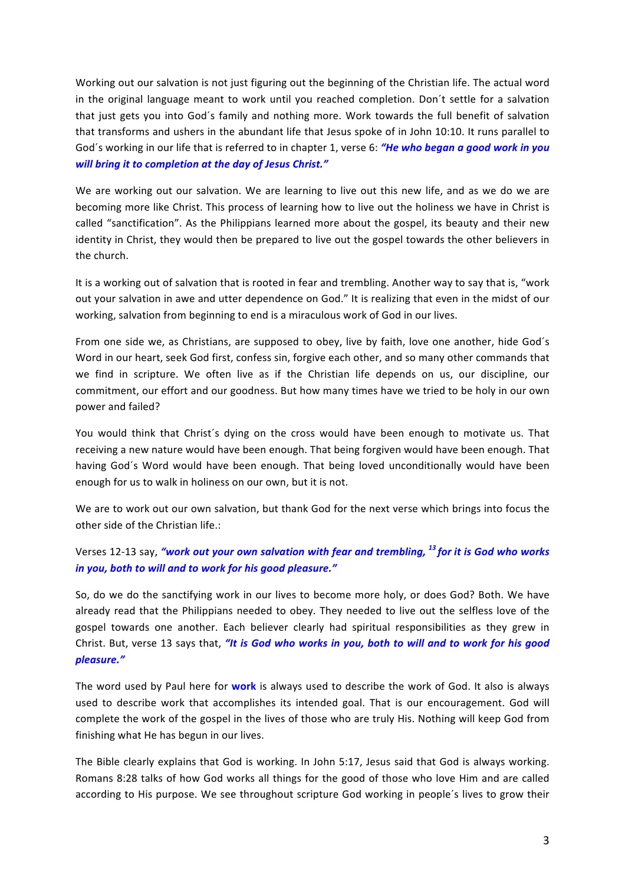Working out our salvation is not just figuring out the beginning of the Christian life. The actual word in the original language meant to work until you reached completion. Don´t settle for a salvation that just gets you into God´s family and nothing more. Work towards the full benefit of salvation that transforms and ushers in the abundant life that Jesus spoke of in John 10:10. It runs parallel to God´s working in our life that is referred to in chapter 1, verse 6: ***"He who began a good work in you will bring it to completion at the day of Jesus Christ."***

We are working out our salvation. We are learning to live out this new life, and as we do we are becoming more like Christ. This process of learning how to live out the holiness we have in Christ is called "sanctification". As the Philippians learned more about the gospel, its beauty and their new identity in Christ, they would then be prepared to live out the gospel towards the other believers in the church.

It is a working out of salvation that is rooted in fear and trembling. Another way to say that is, "work out your salvation in awe and utter dependence on God." It is realizing that even in the midst of our working, salvation from beginning to end is a miraculous work of God in our lives.

From one side we, as Christians, are supposed to obey, live by faith, love one another, hide God´s Word in our heart, seek God first, confess sin, forgive each other, and so many other commands that we find in scripture. We often live as if the Christian life depends on us, our discipline, our commitment, our effort and our goodness. But how many times have we tried to be holy in our own power and failed?

You would think that Christ´s dying on the cross would have been enough to motivate us. That receiving a new nature would have been enough. That being forgiven would have been enough. That having God´s Word would have been enough. That being loved unconditionally would have been enough for us to walk in holiness on our own, but it is not.

We are to work out our own salvation, but thank God for the next verse which brings into focus the other side of the Christian life.:

Verses 12-13 say, ***"work out your own salvation with fear and trembling, [13] for it is God who works in you, both to will and to work for his good pleasure."***

So, do we do the sanctifying work in our lives to become more holy, or does God? Both. We have already read that the Philippians needed to obey. They needed to live out the selfless love of the gospel towards one another. Each believer clearly had spiritual responsibilities as they grew in Christ. But, verse 13 says that, ***"It is God who works in you, both to will and to work for his good pleasure."***

The word used by Paul here for **work** is always used to describe the work of God. It also is always used to describe work that accomplishes its intended goal. That is our encouragement. God will complete the work of the gospel in the lives of those who are truly His. Nothing will keep God from finishing what He has begun in our lives.

The Bible clearly explains that God is working. In John 5:17, Jesus said that God is always working. Romans 8:28 talks of how God works all things for the good of those who love Him and are called according to His purpose. We see throughout scripture God working in people´s lives to grow their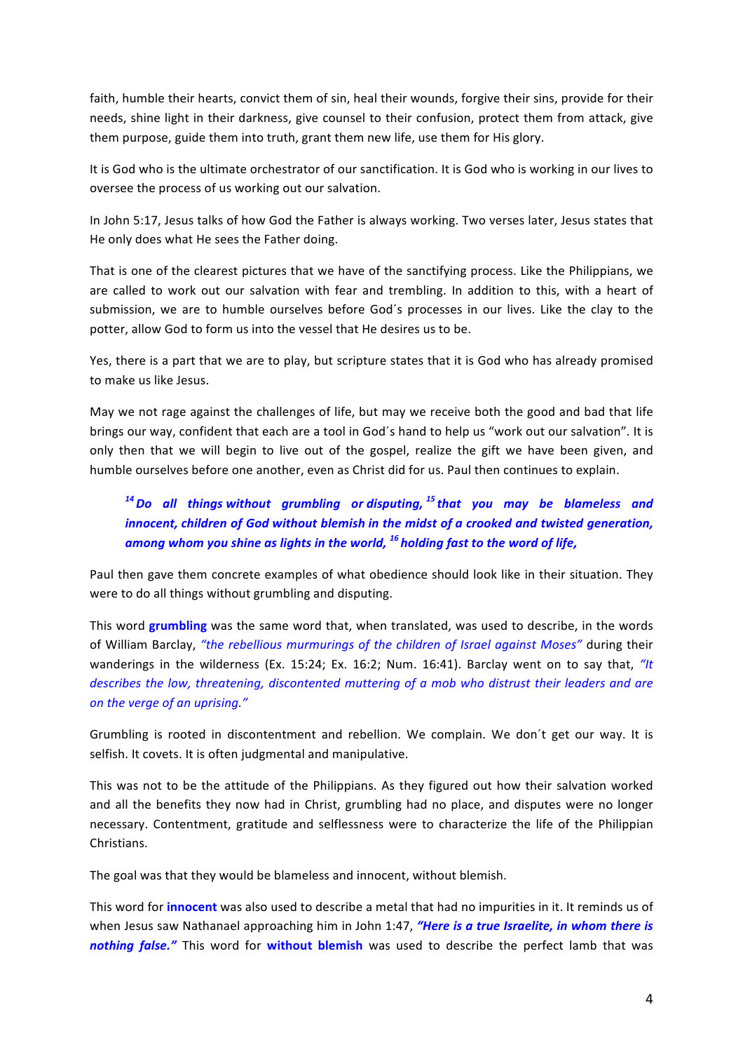faith, humble their hearts, convict them of sin, heal their wounds, forgive their sins, provide for their needs, shine light in their darkness, give counsel to their confusion, protect them from attack, give them purpose, guide them into truth, grant them new life, use them for His glory.

It is God who is the ultimate orchestrator of our sanctification. It is God who is working in our lives to oversee the process of us working out our salvation.

In John 5:17, Jesus talks of how God the Father is always working. Two verses later, Jesus states that He only does what He sees the Father doing.

That is one of the clearest pictures that we have of the sanctifying process. Like the Philippians, we are called to work out our salvation with fear and trembling. In addition to this, with a heart of submission, we are to humble ourselves before God´s processes in our lives. Like the clay to the potter, allow God to form us into the vessel that He desires us to be.

Yes, there is a part that we are to play, but scripture states that it is God who has already promised to make us like Jesus.

May we not rage against the challenges of life, but may we receive both the good and bad that life brings our way, confident that each are a tool in God´s hand to help us "work out our salvation". It is only then that we will begin to live out of the gospel, realize the gift we have been given, and humble ourselves before one another, even as Christ did for us. Paul then continues to explain.

> ***[14] Do all things without grumbling or disputing, [15] that you may be blameless and innocent, children of God without blemish in the midst of a crooked and twisted generation, among whom you shine as lights in the world, [16] holding fast to the word of life,***

Paul then gave them concrete examples of what obedience should look like in their situation. They were to do all things without grumbling and disputing.

This word **grumbling** was the same word that, when translated, was used to describe, in the words of William Barclay, *"the rebellious murmurings of the children of Israel against Moses"* during their wanderings in the wilderness (Ex. 15:24; Ex. 16:2; Num. 16:41). Barclay went on to say that, *"It describes the low, threatening, discontented muttering of a mob who distrust their leaders and are on the verge of an uprising."*

Grumbling is rooted in discontentment and rebellion. We complain. We don´t get our way. It is selfish. It covets. It is often judgmental and manipulative.

This was not to be the attitude of the Philippians. As they figured out how their salvation worked and all the benefits they now had in Christ, grumbling had no place, and disputes were no longer necessary. Contentment, gratitude and selflessness were to characterize the life of the Philippian Christians.

The goal was that they would be blameless and innocent, without blemish.

This word for **innocent** was also used to describe a metal that had no impurities in it. It reminds us of when Jesus saw Nathanael approaching him in John 1:47, ***"Here is a true Israelite, in whom there is nothing false."*** This word for **without blemish** was used to describe the perfect lamb that was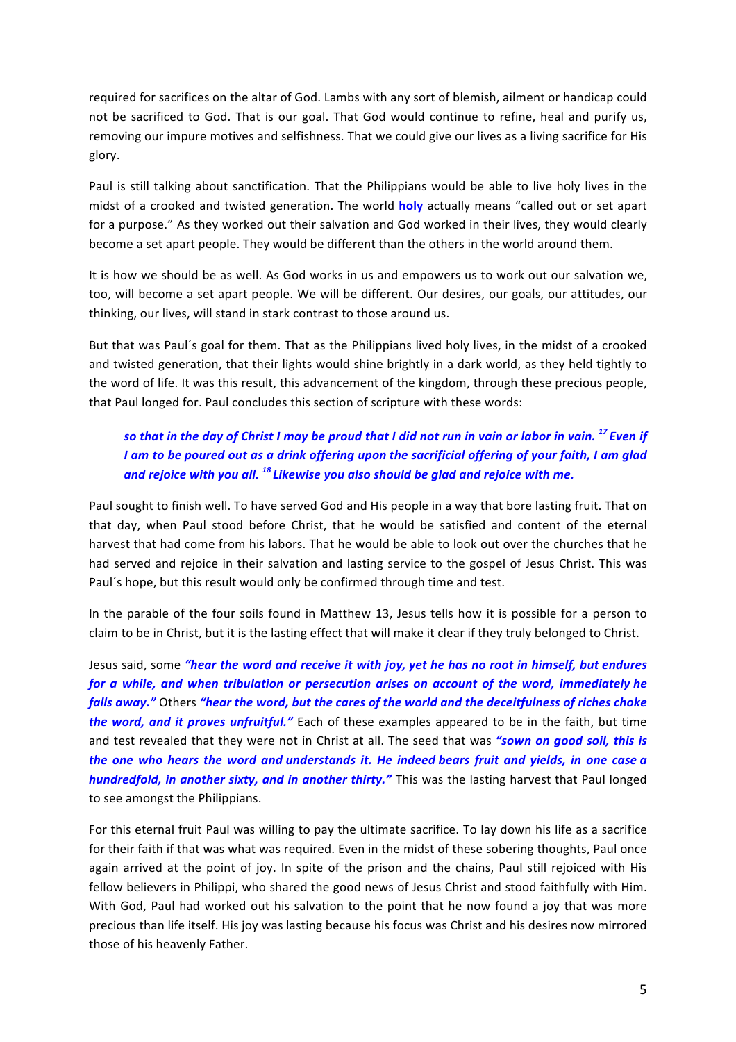required for sacrifices on the altar of God. Lambs with any sort of blemish, ailment or handicap could not be sacrificed to God. That is our goal. That God would continue to refine, heal and purify us, removing our impure motives and selfishness. That we could give our lives as a living sacrifice for His glory.

Paul is still talking about sanctification. That the Philippians would be able to live holy lives in the midst of a crooked and twisted generation. The world **holy** actually means "called out or set apart for a purpose." As they worked out their salvation and God worked in their lives, they would clearly become a set apart people. They would be different than the others in the world around them.

It is how we should be as well. As God works in us and empowers us to work out our salvation we, too, will become a set apart people. We will be different. Our desires, our goals, our attitudes, our thinking, our lives, will stand in stark contrast to those around us.

But that was Paul´s goal for them. That as the Philippians lived holy lives, in the midst of a crooked and twisted generation, that their lights would shine brightly in a dark world, as they held tightly to the word of life. It was this result, this advancement of the kingdom, through these precious people, that Paul longed for. Paul concludes this section of scripture with these words:

> ***so that in the day of Christ I may be proud that I did not run in vain or labor in vain. [17] Even if I am to be poured out as a drink offering upon the sacrificial offering of your faith, I am glad and rejoice with you all. [18] Likewise you also should be glad and rejoice with me.***

Paul sought to finish well. To have served God and His people in a way that bore lasting fruit. That on that day, when Paul stood before Christ, that he would be satisfied and content of the eternal harvest that had come from his labors. That he would be able to look out over the churches that he had served and rejoice in their salvation and lasting service to the gospel of Jesus Christ. This was Paul´s hope, but this result would only be confirmed through time and test.

In the parable of the four soils found in Matthew 13, Jesus tells how it is possible for a person to claim to be in Christ, but it is the lasting effect that will make it clear if they truly belonged to Christ.

Jesus said, some ***"hear the word and receive it with joy, yet he has no root in himself, but endures for a while, and when tribulation or persecution arises on account of the word, immediately he falls away."*** Others ***"hear the word, but the cares of the world and the deceitfulness of riches choke the word, and it proves unfruitful."*** Each of these examples appeared to be in the faith, but time and test revealed that they were not in Christ at all. The seed that was ***"sown on good soil, this is the one who hears the word and understands it. He indeed bears fruit and yields, in one case a hundredfold, in another sixty, and in another thirty."*** This was the lasting harvest that Paul longed to see amongst the Philippians.

For this eternal fruit Paul was willing to pay the ultimate sacrifice. To lay down his life as a sacrifice for their faith if that was what was required. Even in the midst of these sobering thoughts, Paul once again arrived at the point of joy. In spite of the prison and the chains, Paul still rejoiced with His fellow believers in Philippi, who shared the good news of Jesus Christ and stood faithfully with Him. With God, Paul had worked out his salvation to the point that he now found a joy that was more precious than life itself. His joy was lasting because his focus was Christ and his desires now mirrored those of his heavenly Father.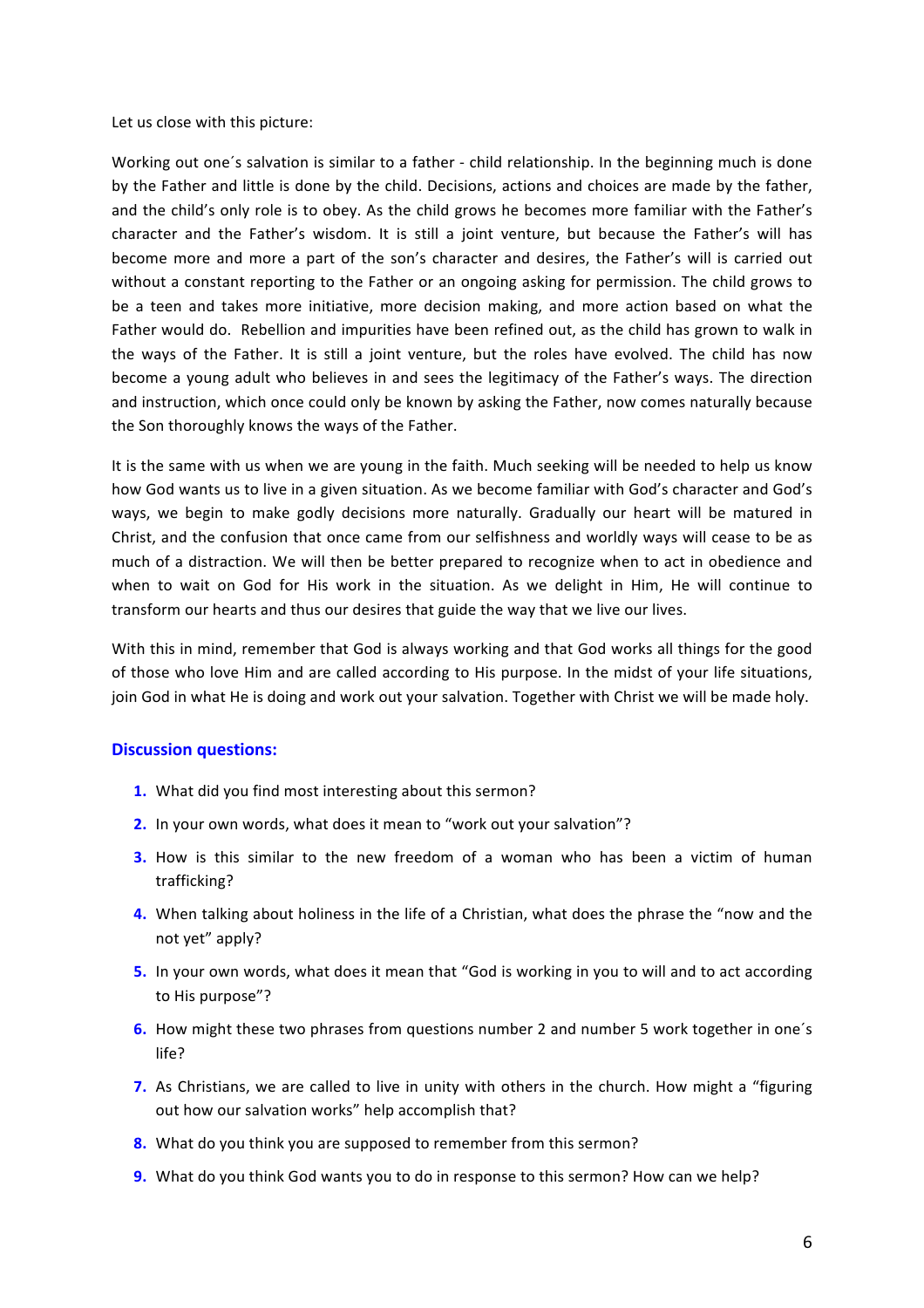Let us close with this picture:

Working out one´s salvation is similar to a father - child relationship. In the beginning much is done by the Father and little is done by the child. Decisions, actions and choices are made by the father, and the child's only role is to obey. As the child grows he becomes more familiar with the Father's character and the Father's wisdom. It is still a joint venture, but because the Father's will has become more and more a part of the son's character and desires, the Father's will is carried out without a constant reporting to the Father or an ongoing asking for permission. The child grows to be a teen and takes more initiative, more decision making, and more action based on what the Father would do. Rebellion and impurities have been refined out, as the child has grown to walk in the ways of the Father. It is still a joint venture, but the roles have evolved. The child has now become a young adult who believes in and sees the legitimacy of the Father's ways. The direction and instruction, which once could only be known by asking the Father, now comes naturally because the Son thoroughly knows the ways of the Father.

It is the same with us when we are young in the faith. Much seeking will be needed to help us know how God wants us to live in a given situation. As we become familiar with God's character and God's ways, we begin to make godly decisions more naturally. Gradually our heart will be matured in Christ, and the confusion that once came from our selfishness and worldly ways will cease to be as much of a distraction. We will then be better prepared to recognize when to act in obedience and when to wait on God for His work in the situation. As we delight in Him, He will continue to transform our hearts and thus our desires that guide the way that we live our lives.

With this in mind, remember that God is always working and that God works all things for the good of those who love Him and are called according to His purpose. In the midst of your life situations, join God in what He is doing and work out your salvation. Together with Christ we will be made holy.

### Discussion questions:

1. What did you find most interesting about this sermon?
2. In your own words, what does it mean to "work out your salvation"?
3. How is this similar to the new freedom of a woman who has been a victim of human trafficking?
4. When talking about holiness in the life of a Christian, what does the phrase the "now and the not yet" apply?
5. In your own words, what does it mean that "God is working in you to will and to act according to His purpose"?
6. How might these two phrases from questions number 2 and number 5 work together in one´s life?
7. As Christians, we are called to live in unity with others in the church. How might a "figuring out how our salvation works" help accomplish that?
8. What do you think you are supposed to remember from this sermon?
9. What do you think God wants you to do in response to this sermon? How can we help?